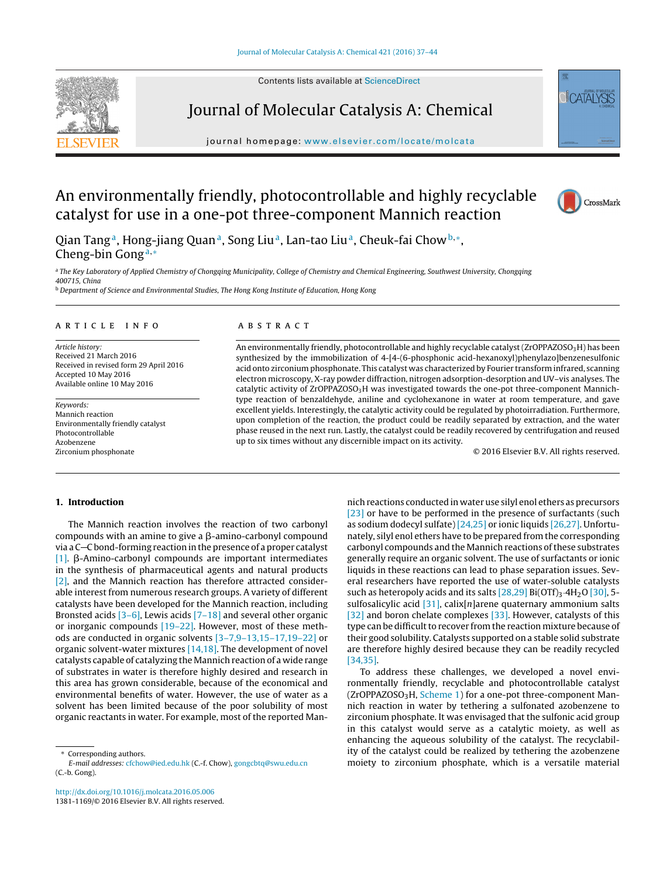# An environmentally friendly, photocontrollable and highly recyclable catalyst for use in a one-pot three-component Mannich reaction

Qian Tang [a], Hong-jiang Quan [a], Song Liu [a], Lan-tao Liu [a], Cheuk-fai Chow [b,*], Cheng-bin Gong [a,*]

[a] The Key Laboratory of Applied Chemistry of Chongqing Municipality, College of Chemistry and Chemical Engineering, Southwest University, Chongqing 400715, China

[b] Department of Science and Environmental Studies, The Hong Kong Institute of Education, Hong Kong

## ARTICLE INFO

*Article history:*
Received 21 March 2016
Received in revised form 29 April 2016
Accepted 10 May 2016
Available online 10 May 2016

*Keywords:*
Mannich reaction
Environmentally friendly catalyst
Photocontrollable
Azobenzene
Zirconium phosphonate

## ABSTRACT

An environmentally friendly, photocontrollable and highly recyclable catalyst ($ZrOPPAZOSO_3H$) has been synthesized by the immobilization of 4-[4-(6-phosphonic acid-hexanoxyl)phenylazo]benzenesulfonic acid onto zirconium phosphonate. This catalyst was characterized by Fourier transform infrared, scanning electron microscopy, X-ray powder diffraction, nitrogen adsorption-desorption and UV–vis analyses. The catalytic activity of $ZrOPPAZOSO_3H$ was investigated towards the one-pot three-component Mannich-type reaction of benzaldehyde, aniline and cyclohexanone in water at room temperature, and gave excellent yields. Interestingly, the catalytic activity could be regulated by photoirradiation. Furthermore, upon completion of the reaction, the product could be readily separated by extraction, and the water phase reused in the next run. Lastly, the catalyst could be readily recovered by centrifugation and reused up to six times without any discernible impact on its activity.

© 2016 Elsevier B.V. All rights reserved.

## 1. Introduction

The Mannich reaction involves the reaction of two carbonyl compounds with an amine to give a β-amino-carbonyl compound via a C—C bond-forming reaction in the presence of a proper catalyst [1]. β-Amino-carbonyl compounds are important intermediates in the synthesis of pharmaceutical agents and natural products [2], and the Mannich reaction has therefore attracted considerable interest from numerous research groups. A variety of different catalysts have been developed for the Mannich reaction, including Bronsted acids [3–6], Lewis acids [7–18] and several other organic or inorganic compounds [19–22]. However, most of these methods are conducted in organic solvents [3–7,9–13,15–17,19–22] or organic solvent-water mixtures [14,18]. The development of novel catalysts capable of catalyzing the Mannich reaction of a wide range of substrates in water is therefore highly desired and research in this area has grown considerable, because of the economical and environmental benefits of water. However, the use of water as a solvent has been limited because of the poor solubility of most organic reactants in water. For example, most of the reported Mannich reactions conducted in water use silyl enol ethers as precursors [23] or have to be performed in the presence of surfactants (such as sodium dodecyl sulfate) [24,25] or ionic liquids [26,27]. Unfortunately, silyl enol ethers have to be prepared from the corresponding carbonyl compounds and the Mannich reactions of these substrates generally require an organic solvent. The use of surfactants or ionic liquids in these reactions can lead to phase separation issues. Several researchers have reported the use of water-soluble catalysts such as heteropoly acids and its salts [28,29] $Bi(OTf)_3 \cdot 4H_2O$ [30], 5-sulfosalicylic acid [31], calix[*n*]arene quaternary ammonium salts [32] and boron chelate complexes [33]. However, catalysts of this type can be difficult to recover from the reaction mixture because of their good solubility. Catalysts supported on a stable solid substrate are therefore highly desired because they can be readily recycled [34,35].

To address these challenges, we developed a novel environmentally friendly, recyclable and photocontrollable catalyst ($ZrOPPAZOSO_3H$, Scheme 1) for a one-pot three-component Mannich reaction in water by tethering a sulfonated azobenzene to zirconium phosphate. It was envisaged that the sulfonic acid group in this catalyst would serve as a catalytic moiety, as well as enhancing the aqueous solubility of the catalyst. The recyclability of the catalyst could be realized by tethering the azobenzene moiety to zirconium phosphate, which is a versatile material

\* Corresponding authors.
*E-mail addresses:* cfchow@ied.edu.hk (C.-f. Chow), gongcbtq@swu.edu.cn (C.-b. Gong).

http://dx.doi.org/10.1016/j.molcata.2016.05.006
1381-1169/© 2016 Elsevier B.V. All rights reserved.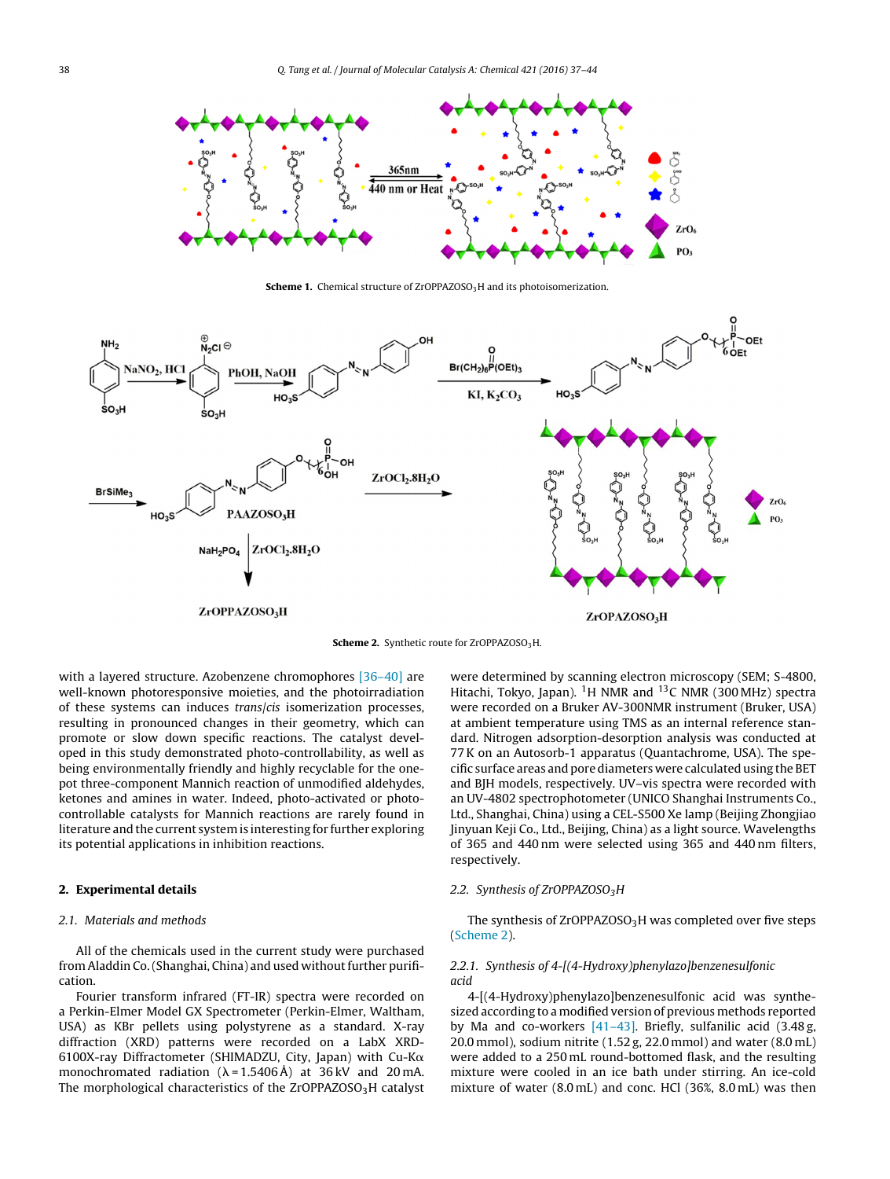**Scheme 1.** Chemical structure of ZrOPPAZOSO$_3$H and its photoisomerization.

**Scheme 2.** Synthetic route for ZrOPPAZOSO$_3$H.

with a layered structure. Azobenzene chromophores [36–40] are well-known photoresponsive moieties, and the photoirradiation of these systems can induce *trans*/*cis* isomerization processes, resulting in pronounced changes in their geometry, which can promote or slow down specific reactions. The catalyst developed in this study demonstrated photo-controllability, as well as being environmentally friendly and highly recyclable for the one-pot three-component Mannich reaction of unmodified aldehydes, ketones and amines in water. Indeed, photo-activated or photo-controllable catalysts for Mannich reactions are rarely found in literature and the current system is interesting for further exploring its potential applications in inhibition reactions.

## 2. Experimental details

### 2.1. Materials and methods

All of the chemicals used in the current study were purchased from Aladdin Co. (Shanghai, China) and used without further purification.

Fourier transform infrared (FT-IR) spectra were recorded on a Perkin-Elmer Model GX Spectrometer (Perkin-Elmer, Waltham, USA) as KBr pellets using polystyrene as a standard. X-ray diffraction (XRD) patterns were recorded on a LabX XRD-6100X-ray Diffractometer (SHIMADZU, City, Japan) with Cu-Kα monochromated radiation (λ = 1.5406 Å) at 36 kV and 20 mA. The morphological characteristics of the ZrOPPAZOSO$_3$H catalyst were determined by scanning electron microscopy (SEM; S-4800, Hitachi, Tokyo, Japan). $^1$H NMR and $^{13}$C NMR (300 MHz) spectra were recorded on a Bruker AV-300NMR instrument (Bruker, USA) at ambient temperature using TMS as an internal reference standard. Nitrogen adsorption-desorption analysis was conducted at 77 K on an Autosorb-1 apparatus (Quantachrome, USA). The specific surface areas and pore diameters were calculated using the BET and BJH models, respectively. UV–vis spectra were recorded with an UV-4802 spectrophotometer (UNICO Shanghai Instruments Co., Ltd., Shanghai, China) using a CEL-S500 Xe lamp (Beijing Zhongjiao Jinyuan Keji Co., Ltd., Beijing, China) as a light source. Wavelengths of 365 and 440 nm were selected using 365 and 440 nm filters, respectively.

### 2.2. Synthesis of ZrOPPAZOSO$_3$H

The synthesis of ZrOPPAZOSO$_3$H was completed over five steps (Scheme 2).

#### 2.2.1. Synthesis of 4-[(4-Hydroxy)phenylazo]benzenesulfonic acid

4-[(4-Hydroxy)phenylazo]benzenesulfonic acid was synthesized according to a modified version of previous methods reported by Ma and co-workers [41–43]. Briefly, sulfanilic acid (3.48 g, 20.0 mmol), sodium nitrite (1.52 g, 22.0 mmol) and water (8.0 mL) were added to a 250 mL round-bottomed flask, and the resulting mixture were cooled in an ice bath under stirring. An ice-cold mixture of water (8.0 mL) and conc. HCl (36%, 8.0 mL) was then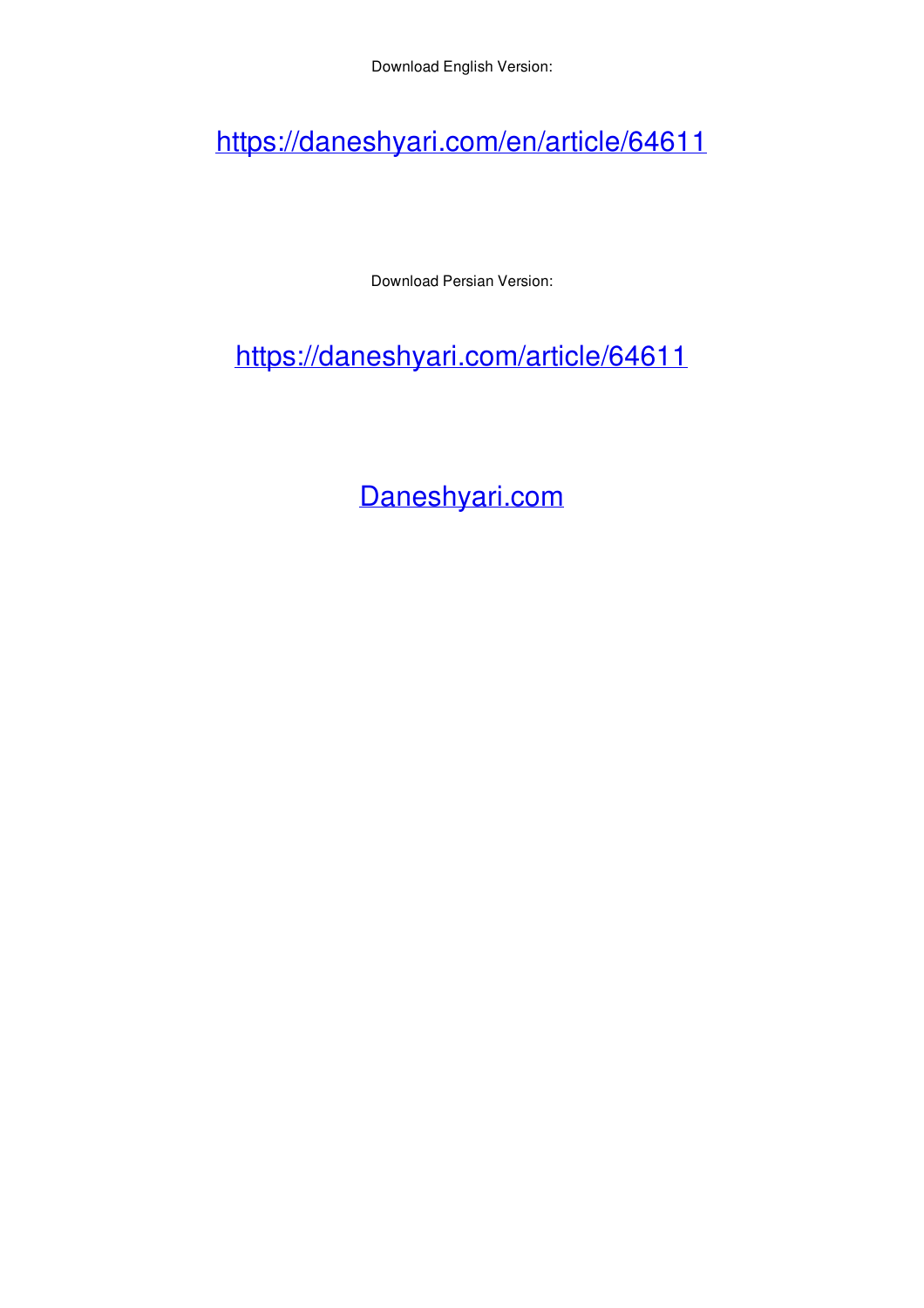Download English Version:

https://daneshyari.com/en/article/64611

Download Persian Version:

https://daneshyari.com/article/64611

Daneshyari.com